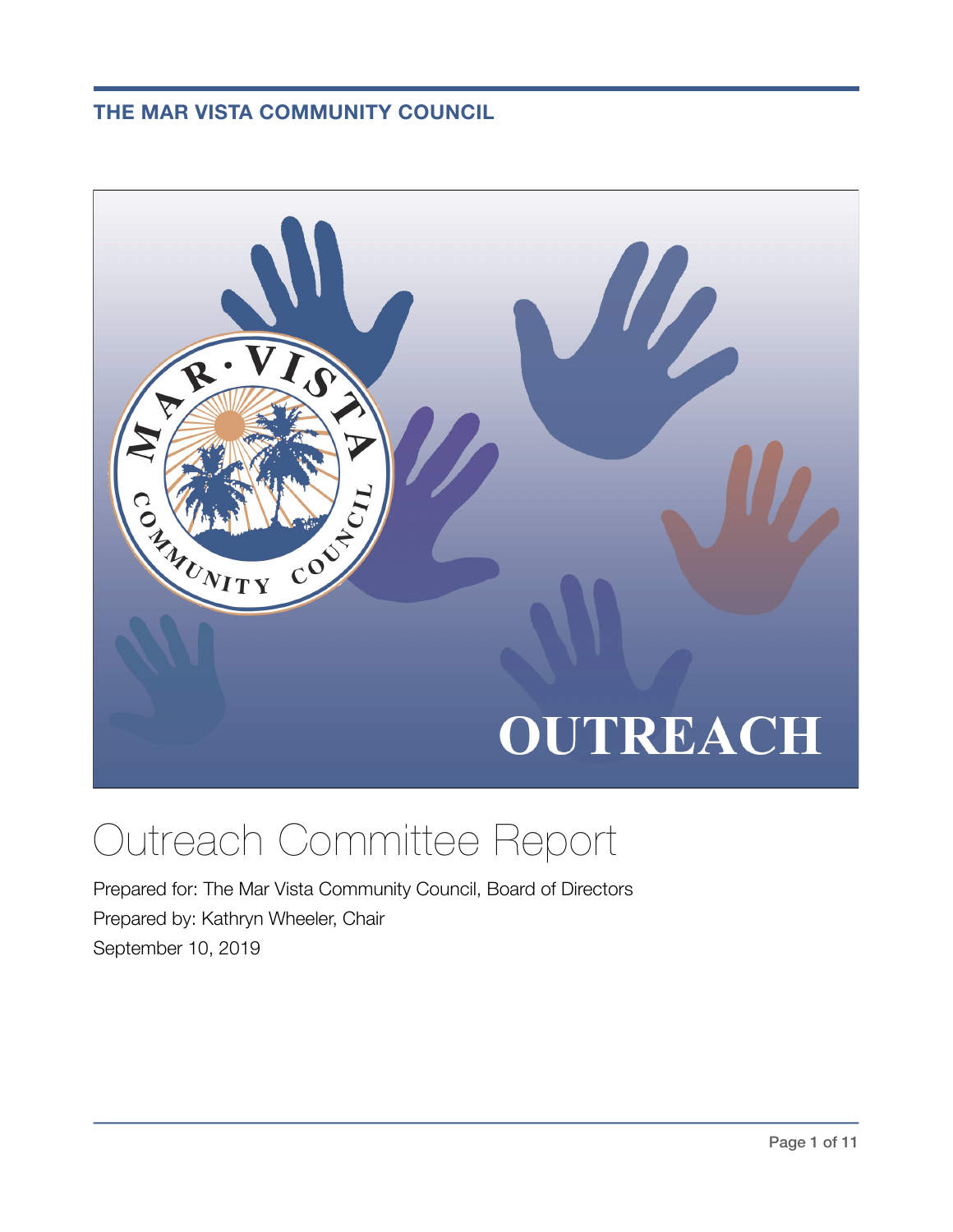**THE MAR VISTA COMMUNITY COUNCIL**

OUTREACH

# Outreach Committee Report

Prepared for: The Mar Vista Community Council, Board of Directors

Prepared by: Kathryn Wheeler, Chair

September 10, 2019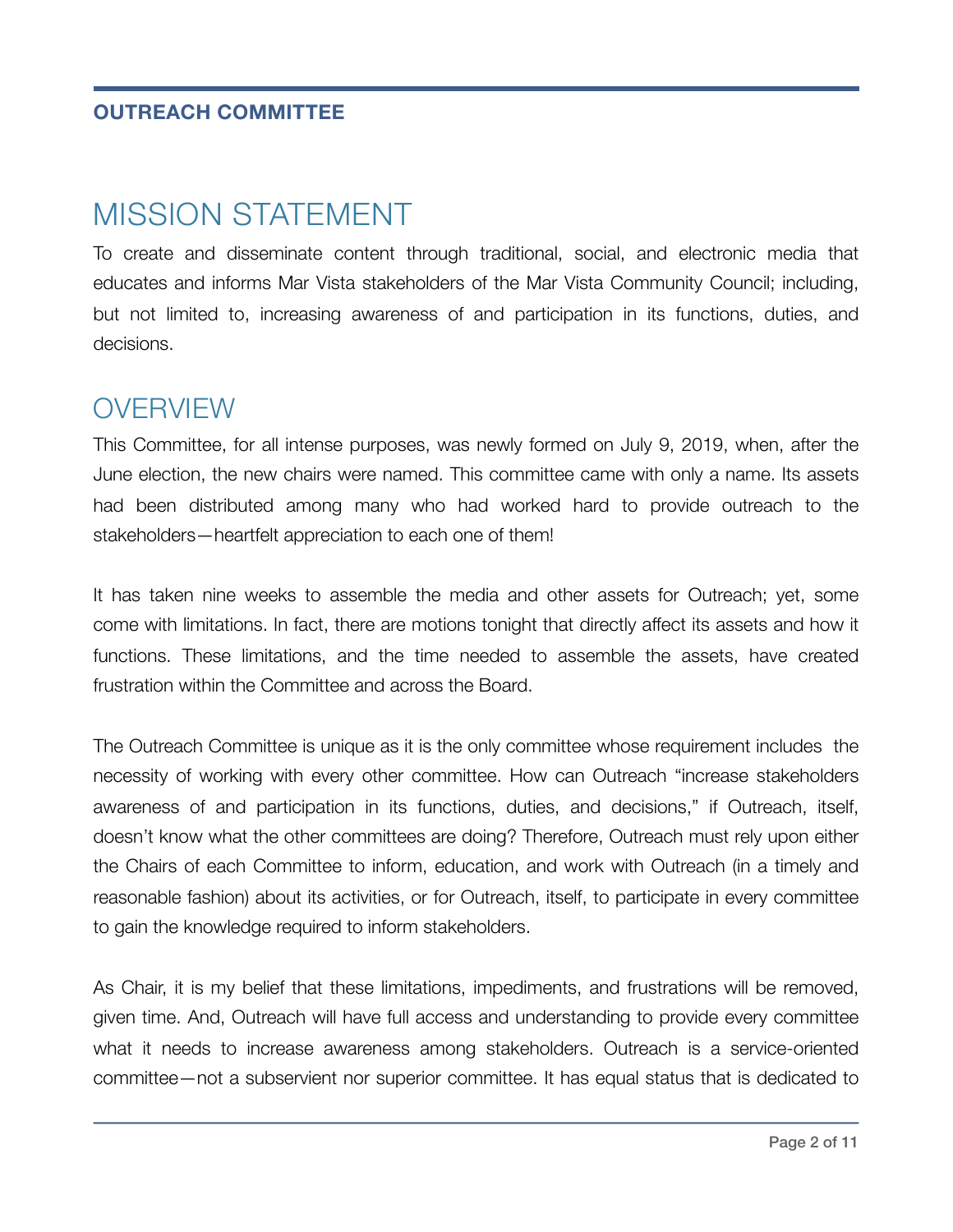**OUTREACH COMMITTEE**

# MISSION STATEMENT

To create and disseminate content through traditional, social, and electronic media that educates and informs Mar Vista stakeholders of the Mar Vista Community Council; including, but not limited to, increasing awareness of and participation in its functions, duties, and decisions.

# OVERVIEW

This Committee, for all intense purposes, was newly formed on July 9, 2019, when, after the June election, the new chairs were named. This committee came with only a name. Its assets had been distributed among many who had worked hard to provide outreach to the stakeholders—heartfelt appreciation to each one of them!

It has taken nine weeks to assemble the media and other assets for Outreach; yet, some come with limitations. In fact, there are motions tonight that directly affect its assets and how it functions. These limitations, and the time needed to assemble the assets, have created frustration within the Committee and across the Board.

The Outreach Committee is unique as it is the only committee whose requirement includes the necessity of working with every other committee. How can Outreach "increase stakeholders awareness of and participation in its functions, duties, and decisions," if Outreach, itself, doesn't know what the other committees are doing? Therefore, Outreach must rely upon either the Chairs of each Committee to inform, education, and work with Outreach (in a timely and reasonable fashion) about its activities, or for Outreach, itself, to participate in every committee to gain the knowledge required to inform stakeholders.

As Chair, it is my belief that these limitations, impediments, and frustrations will be removed, given time. And, Outreach will have full access and understanding to provide every committee what it needs to increase awareness among stakeholders. Outreach is a service-oriented committee—not a subservient nor superior committee. It has equal status that is dedicated to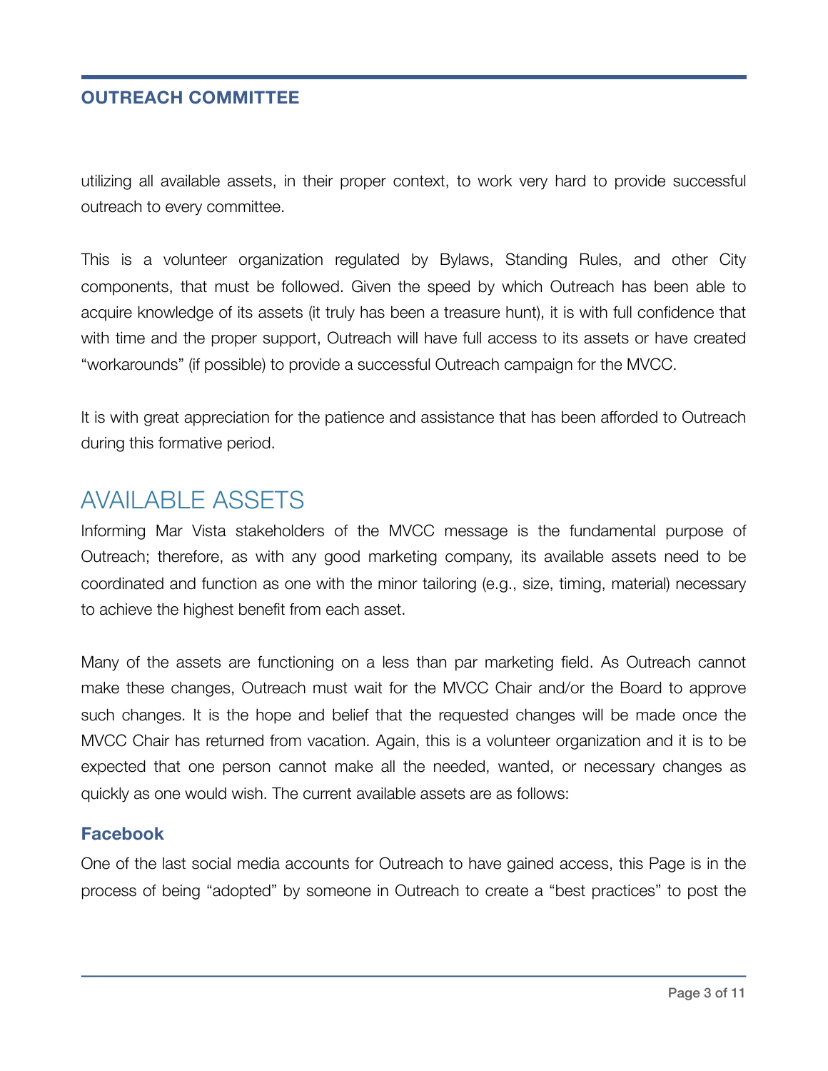utilizing all available assets, in their proper context, to work very hard to provide successful outreach to every committee.

This is a volunteer organization regulated by Bylaws, Standing Rules, and other City components, that must be followed. Given the speed by which Outreach has been able to acquire knowledge of its assets (it truly has been a treasure hunt), it is with full confidence that with time and the proper support, Outreach will have full access to its assets or have created "workarounds" (if possible) to provide a successful Outreach campaign for the MVCC.

It is with great appreciation for the patience and assistance that has been afforded to Outreach during this formative period.

## AVAILABLE ASSETS

Informing Mar Vista stakeholders of the MVCC message is the fundamental purpose of Outreach; therefore, as with any good marketing company, its available assets need to be coordinated and function as one with the minor tailoring (e.g., size, timing, material) necessary to achieve the highest benefit from each asset.

Many of the assets are functioning on a less than par marketing field. As Outreach cannot make these changes, Outreach must wait for the MVCC Chair and/or the Board to approve such changes. It is the hope and belief that the requested changes will be made once the MVCC Chair has returned from vacation. Again, this is a volunteer organization and it is to be expected that one person cannot make all the needed, wanted, or necessary changes as quickly as one would wish. The current available assets are as follows:

### Facebook

One of the last social media accounts for Outreach to have gained access, this Page is in the process of being "adopted" by someone in Outreach to create a "best practices" to post the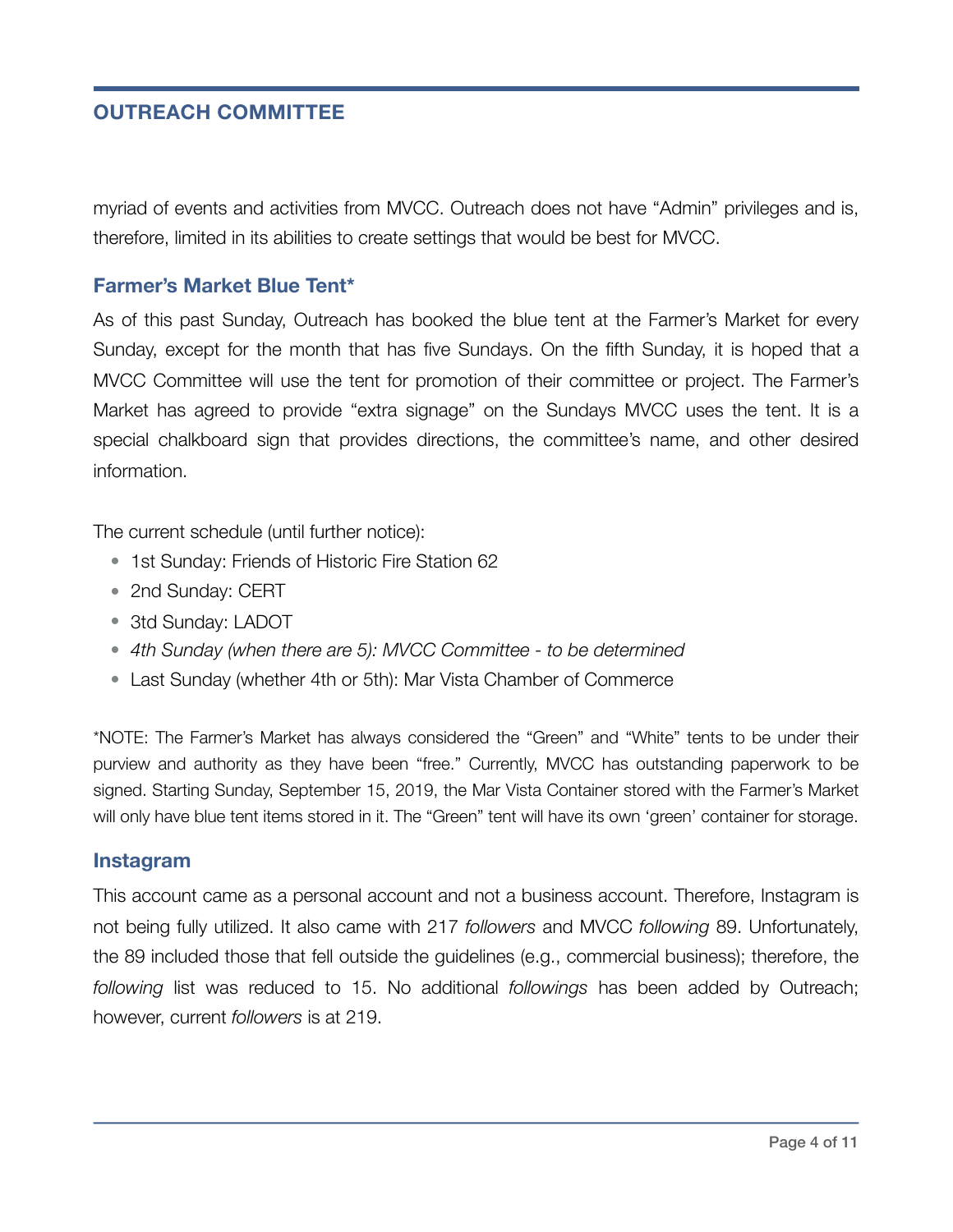## OUTREACH COMMITTEE

myriad of events and activities from MVCC. Outreach does not have "Admin" privileges and is, therefore, limited in its abilities to create settings that would be best for MVCC.

### Farmer's Market Blue Tent*

As of this past Sunday, Outreach has booked the blue tent at the Farmer's Market for every Sunday, except for the month that has five Sundays. On the fifth Sunday, it is hoped that a MVCC Committee will use the tent for promotion of their committee or project. The Farmer's Market has agreed to provide "extra signage" on the Sundays MVCC uses the tent. It is a special chalkboard sign that provides directions, the committee's name, and other desired information.

The current schedule (until further notice):

- 1st Sunday: Friends of Historic Fire Station 62
- 2nd Sunday: CERT
- 3td Sunday: LADOT
- *4th Sunday (when there are 5): MVCC Committee - to be determined*
- Last Sunday (whether 4th or 5th): Mar Vista Chamber of Commerce

*NOTE: The Farmer's Market has always considered the "Green" and "White" tents to be under their purview and authority as they have been "free." Currently, MVCC has outstanding paperwork to be signed. Starting Sunday, September 15, 2019, the Mar Vista Container stored with the Farmer's Market will only have blue tent items stored in it. The "Green" tent will have its own 'green' container for storage.

### Instagram

This account came as a personal account and not a business account. Therefore, Instagram is not being fully utilized. It also came with 217 *followers* and MVCC *following* 89. Unfortunately, the 89 included those that fell outside the guidelines (e.g., commercial business); therefore, the *following* list was reduced to 15. No additional *followings* has been added by Outreach; however, current *followers* is at 219.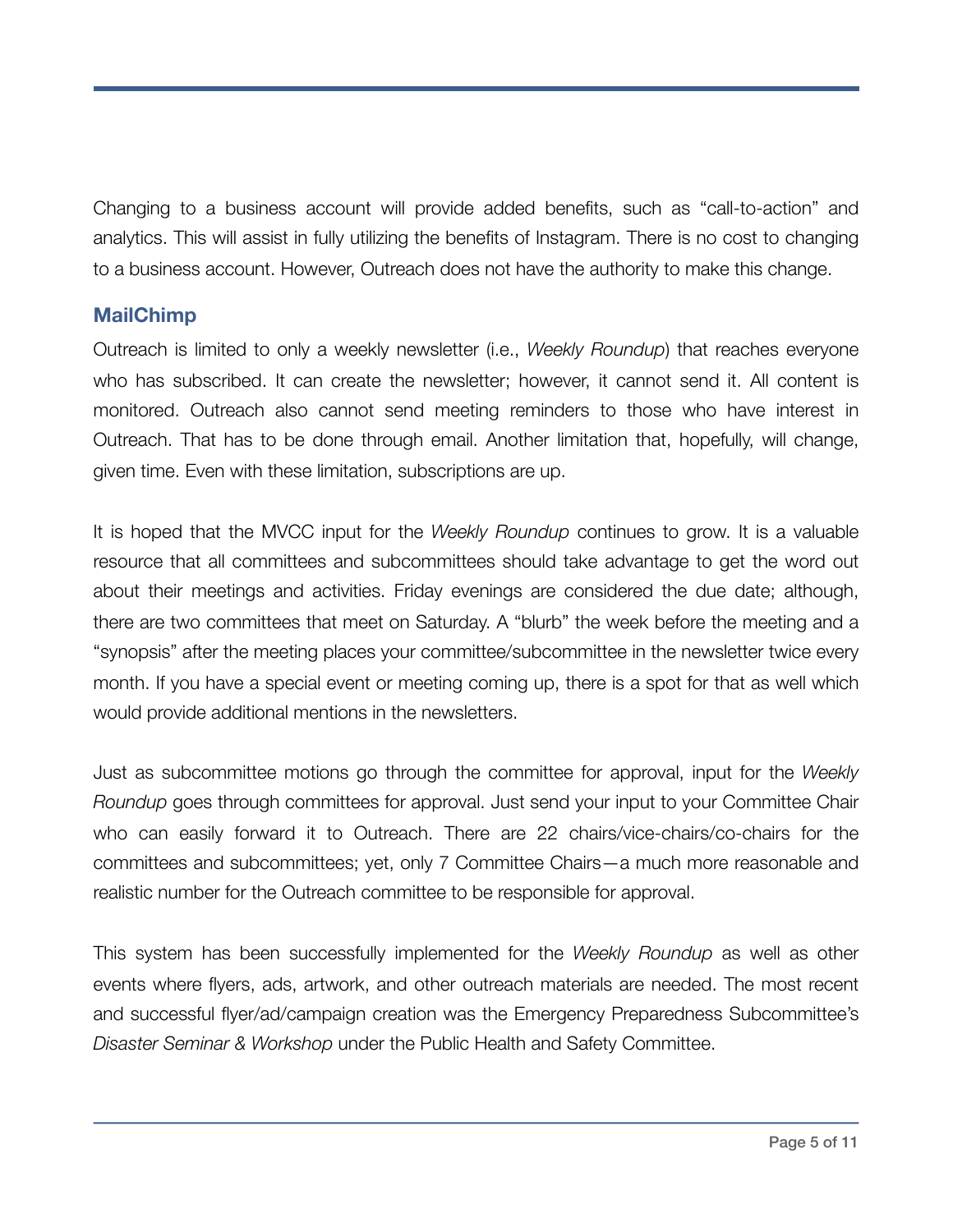Changing to a business account will provide added benefits, such as "call-to-action" and analytics. This will assist in fully utilizing the benefits of Instagram. There is no cost to changing to a business account. However, Outreach does not have the authority to make this change.

### MailChimp

Outreach is limited to only a weekly newsletter (i.e., *Weekly Roundup*) that reaches everyone who has subscribed. It can create the newsletter; however, it cannot send it. All content is monitored. Outreach also cannot send meeting reminders to those who have interest in Outreach. That has to be done through email. Another limitation that, hopefully, will change, given time. Even with these limitation, subscriptions are up.

It is hoped that the MVCC input for the *Weekly Roundup* continues to grow. It is a valuable resource that all committees and subcommittees should take advantage to get the word out about their meetings and activities. Friday evenings are considered the due date; although, there are two committees that meet on Saturday. A "blurb" the week before the meeting and a "synopsis" after the meeting places your committee/subcommittee in the newsletter twice every month. If you have a special event or meeting coming up, there is a spot for that as well which would provide additional mentions in the newsletters.

Just as subcommittee motions go through the committee for approval, input for the *Weekly Roundup* goes through committees for approval. Just send your input to your Committee Chair who can easily forward it to Outreach. There are 22 chairs/vice-chairs/co-chairs for the committees and subcommittees; yet, only 7 Committee Chairs—a much more reasonable and realistic number for the Outreach committee to be responsible for approval.

This system has been successfully implemented for the *Weekly Roundup* as well as other events where flyers, ads, artwork, and other outreach materials are needed. The most recent and successful flyer/ad/campaign creation was the Emergency Preparedness Subcommittee's *Disaster Seminar & Workshop* under the Public Health and Safety Committee.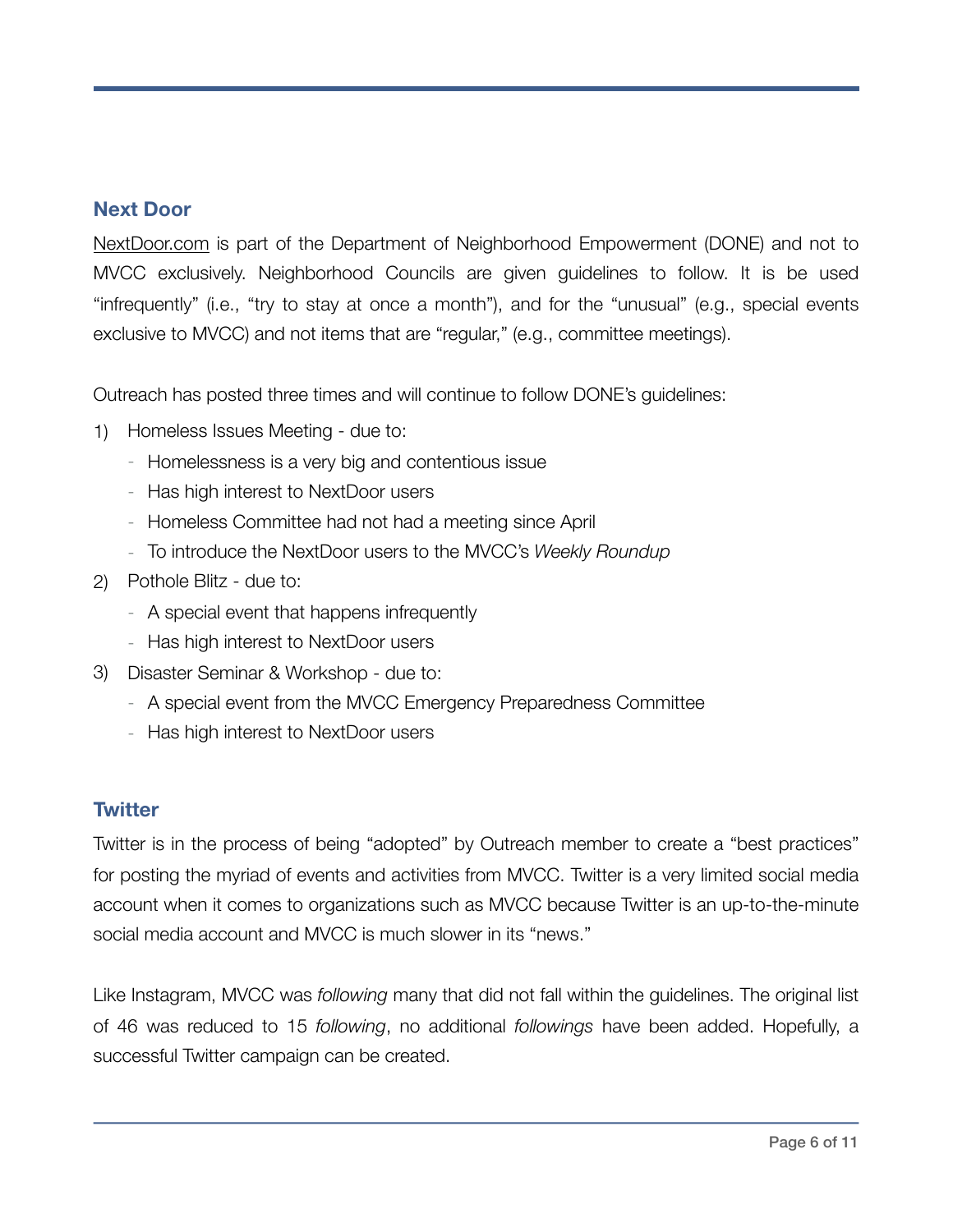## Next Door

NextDoor.com is part of the Department of Neighborhood Empowerment (DONE) and not to MVCC exclusively. Neighborhood Councils are given guidelines to follow. It is be used "infrequently" (i.e., "try to stay at once a month"), and for the "unusual" (e.g., special events exclusive to MVCC) and not items that are "regular," (e.g., committee meetings).

Outreach has posted three times and will continue to follow DONE's guidelines:

1) Homeless Issues Meeting - due to:
   - Homelessness is a very big and contentious issue
   - Has high interest to NextDoor users
   - Homeless Committee had not had a meeting since April
   - To introduce the NextDoor users to the MVCC's *Weekly Roundup*
2) Pothole Blitz - due to:
   - A special event that happens infrequently
   - Has high interest to NextDoor users
3) Disaster Seminar & Workshop - due to:
   - A special event from the MVCC Emergency Preparedness Committee
   - Has high interest to NextDoor users

## Twitter

Twitter is in the process of being "adopted" by Outreach member to create a "best practices" for posting the myriad of events and activities from MVCC. Twitter is a very limited social media account when it comes to organizations such as MVCC because Twitter is an up-to-the-minute social media account and MVCC is much slower in its "news."

Like Instagram, MVCC was *following* many that did not fall within the guidelines. The original list of 46 was reduced to 15 *following*, no additional *followings* have been added. Hopefully, a successful Twitter campaign can be created.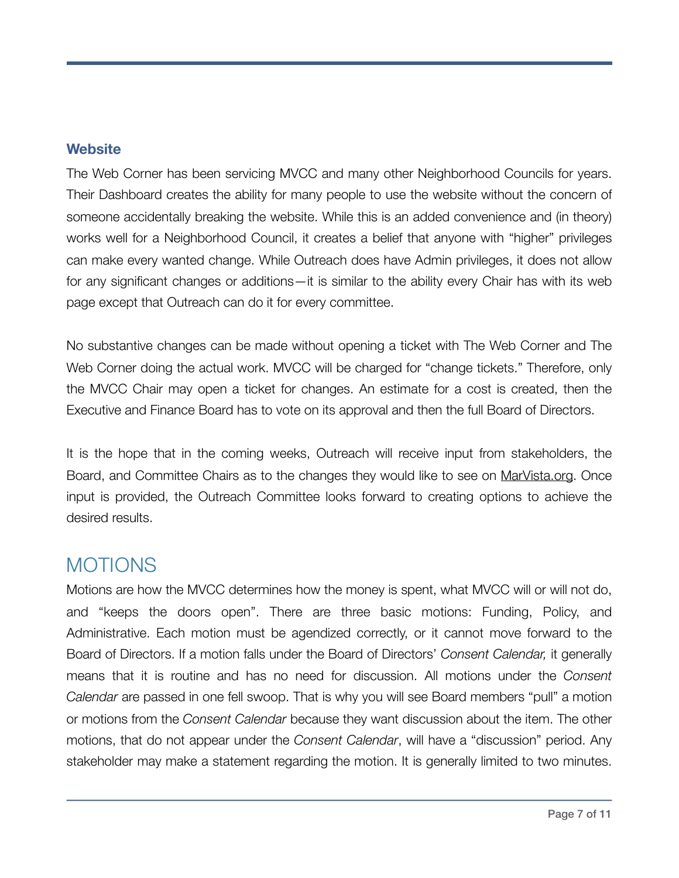### Website

The Web Corner has been servicing MVCC and many other Neighborhood Councils for years. Their Dashboard creates the ability for many people to use the website without the concern of someone accidentally breaking the website. While this is an added convenience and (in theory) works well for a Neighborhood Council, it creates a belief that anyone with "higher" privileges can make every wanted change. While Outreach does have Admin privileges, it does not allow for any significant changes or additions—it is similar to the ability every Chair has with its web page except that Outreach can do it for every committee.

No substantive changes can be made without opening a ticket with The Web Corner and The Web Corner doing the actual work. MVCC will be charged for "change tickets." Therefore, only the MVCC Chair may open a ticket for changes. An estimate for a cost is created, then the Executive and Finance Board has to vote on its approval and then the full Board of Directors.

It is the hope that in the coming weeks, Outreach will receive input from stakeholders, the Board, and Committee Chairs as to the changes they would like to see on MarVista.org. Once input is provided, the Outreach Committee looks forward to creating options to achieve the desired results.

## MOTIONS

Motions are how the MVCC determines how the money is spent, what MVCC will or will not do, and "keeps the doors open". There are three basic motions: Funding, Policy, and Administrative. Each motion must be agendized correctly, or it cannot move forward to the Board of Directors. If a motion falls under the Board of Directors' *Consent Calendar,* it generally means that it is routine and has no need for discussion. All motions under the *Consent Calendar* are passed in one fell swoop. That is why you will see Board members "pull" a motion or motions from the *Consent Calendar* because they want discussion about the item. The other motions, that do not appear under the *Consent Calendar*, will have a "discussion" period. Any stakeholder may make a statement regarding the motion. It is generally limited to two minutes.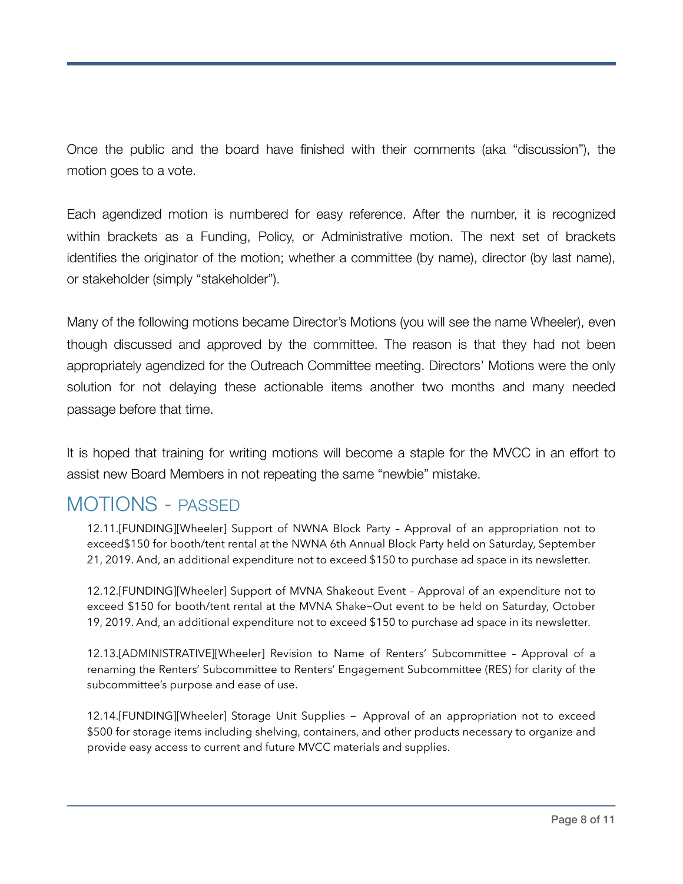Once the public and the board have finished with their comments (aka "discussion"), the motion goes to a vote.

Each agendized motion is numbered for easy reference. After the number, it is recognized within brackets as a Funding, Policy, or Administrative motion. The next set of brackets identifies the originator of the motion; whether a committee (by name), director (by last name), or stakeholder (simply "stakeholder").

Many of the following motions became Director's Motions (you will see the name Wheeler), even though discussed and approved by the committee. The reason is that they had not been appropriately agendized for the Outreach Committee meeting. Directors' Motions were the only solution for not delaying these actionable items another two months and many needed passage before that time.

It is hoped that training for writing motions will become a staple for the MVCC in an effort to assist new Board Members in not repeating the same "newbie" mistake.

## MOTIONS - PASSED

12.11.[FUNDING][Wheeler] Support of NWNA Block Party – Approval of an appropriation not to exceed$150 for booth/tent rental at the NWNA 6th Annual Block Party held on Saturday, September 21, 2019. And, an additional expenditure not to exceed $150 to purchase ad space in its newsletter.

12.12.[FUNDING][Wheeler] Support of MVNA Shakeout Event – Approval of an expenditure not to exceed $150 for booth/tent rental at the MVNA Shake–Out event to be held on Saturday, October 19, 2019. And, an additional expenditure not to exceed $150 to purchase ad space in its newsletter.

12.13.[ADMINISTRATIVE][Wheeler] Revision to Name of Renters' Subcommittee – Approval of a renaming the Renters' Subcommittee to Renters' Engagement Subcommittee (RES) for clarity of the subcommittee's purpose and ease of use.

12.14.[FUNDING][Wheeler] Storage Unit Supplies – Approval of an appropriation not to exceed $500 for storage items including shelving, containers, and other products necessary to organize and provide easy access to current and future MVCC materials and supplies.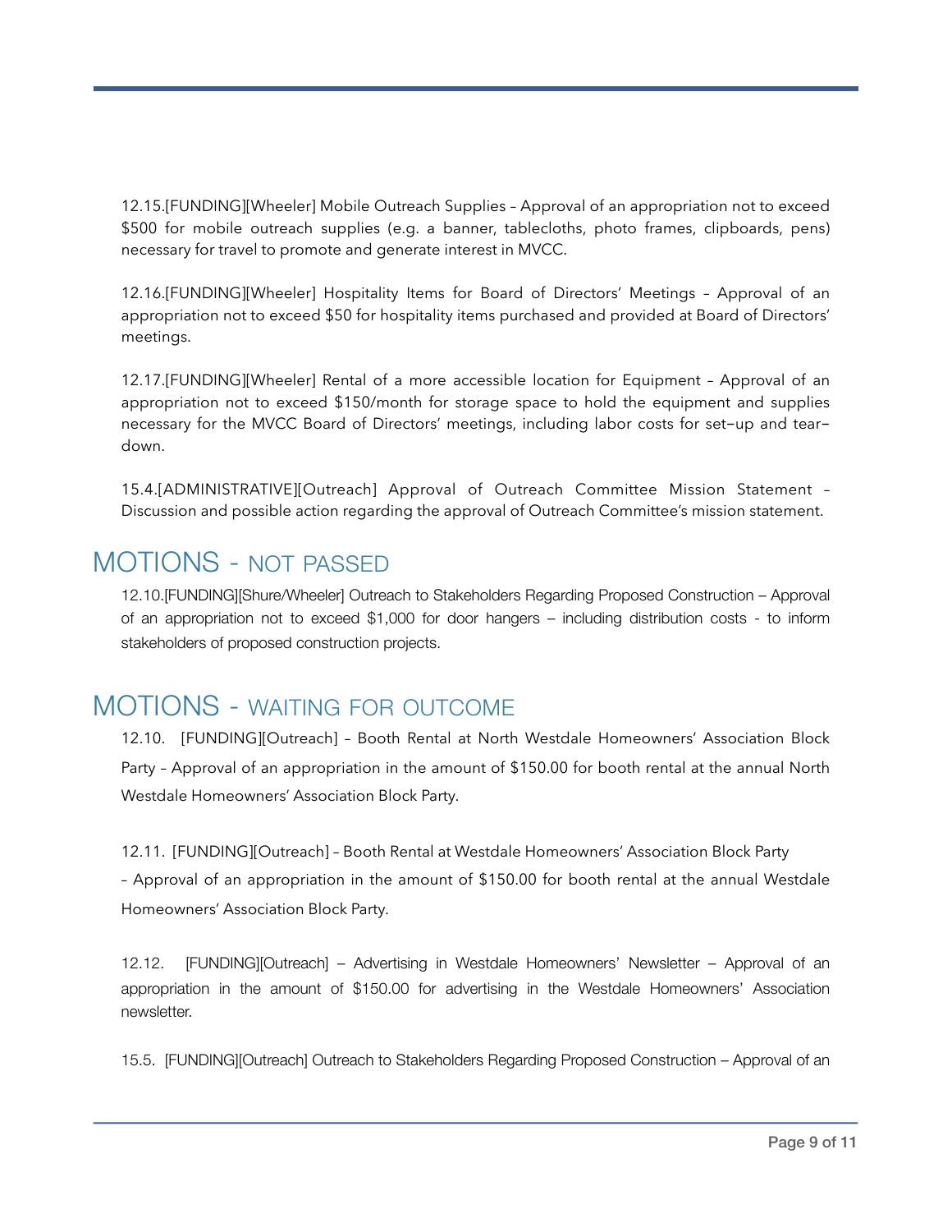12.15.[FUNDING][Wheeler] Mobile Outreach Supplies – Approval of an appropriation not to exceed $500 for mobile outreach supplies (e.g. a banner, tablecloths, photo frames, clipboards, pens) necessary for travel to promote and generate interest in MVCC.

12.16.[FUNDING][Wheeler] Hospitality Items for Board of Directors' Meetings – Approval of an appropriation not to exceed $50 for hospitality items purchased and provided at Board of Directors' meetings.

12.17.[FUNDING][Wheeler] Rental of a more accessible location for Equipment – Approval of an appropriation not to exceed $150/month for storage space to hold the equipment and supplies necessary for the MVCC Board of Directors' meetings, including labor costs for set–up and tear–down.

15.4.[ADMINISTRATIVE][Outreach] Approval of Outreach Committee Mission Statement – Discussion and possible action regarding the approval of Outreach Committee's mission statement.

## MOTIONS - NOT PASSED

12.10.[FUNDING][Shure/Wheeler] Outreach to Stakeholders Regarding Proposed Construction – Approval of an appropriation not to exceed $1,000 for door hangers – including distribution costs - to inform stakeholders of proposed construction projects.

## MOTIONS - WAITING FOR OUTCOME

12.10. [FUNDING][Outreach] – Booth Rental at North Westdale Homeowners' Association Block Party – Approval of an appropriation in the amount of $150.00 for booth rental at the annual North Westdale Homeowners' Association Block Party.

12.11. [FUNDING][Outreach] – Booth Rental at Westdale Homeowners' Association Block Party – Approval of an appropriation in the amount of $150.00 for booth rental at the annual Westdale Homeowners' Association Block Party.

12.12. [FUNDING][Outreach] – Advertising in Westdale Homeowners' Newsletter – Approval of an appropriation in the amount of $150.00 for advertising in the Westdale Homeowners' Association newsletter.

15.5. [FUNDING][Outreach] Outreach to Stakeholders Regarding Proposed Construction – Approval of an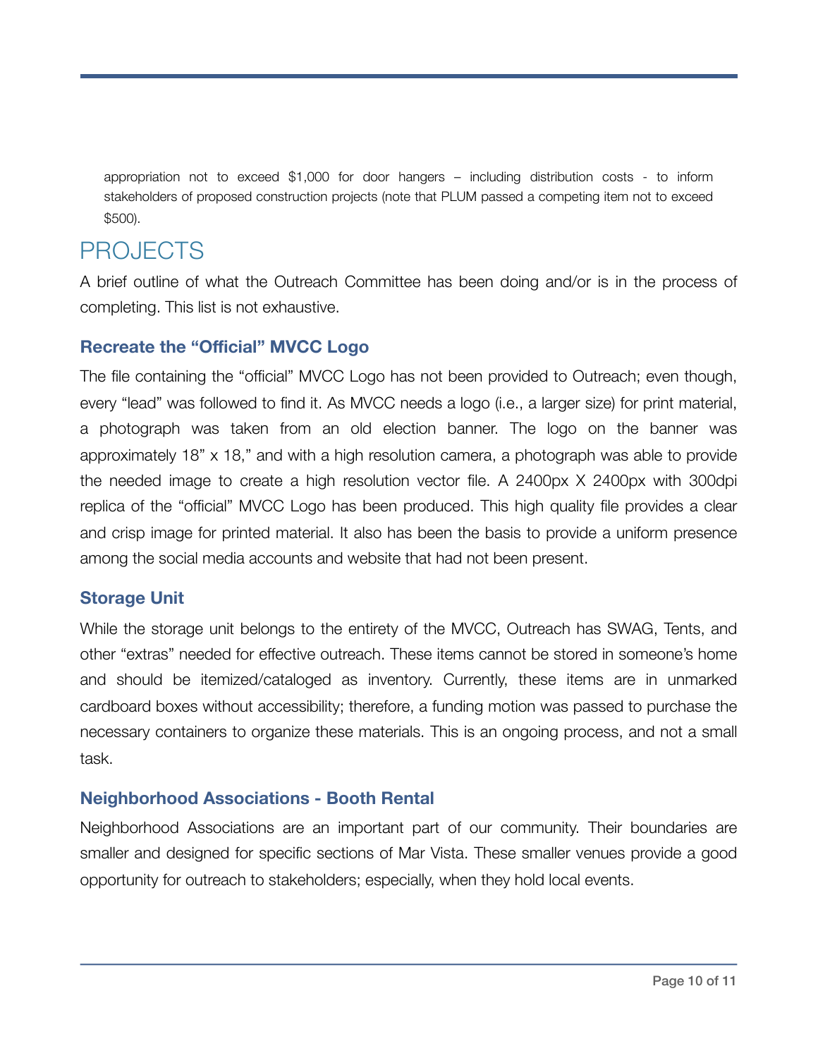appropriation not to exceed $1,000 for door hangers – including distribution costs - to inform stakeholders of proposed construction projects (note that PLUM passed a competing item not to exceed $500).

# PROJECTS

A brief outline of what the Outreach Committee has been doing and/or is in the process of completing. This list is not exhaustive.

### Recreate the "Official" MVCC Logo

The file containing the "official" MVCC Logo has not been provided to Outreach; even though, every "lead" was followed to find it. As MVCC needs a logo (i.e., a larger size) for print material, a photograph was taken from an old election banner. The logo on the banner was approximately 18" x 18," and with a high resolution camera, a photograph was able to provide the needed image to create a high resolution vector file. A 2400px X 2400px with 300dpi replica of the "official" MVCC Logo has been produced. This high quality file provides a clear and crisp image for printed material. It also has been the basis to provide a uniform presence among the social media accounts and website that had not been present.

### Storage Unit

While the storage unit belongs to the entirety of the MVCC, Outreach has SWAG, Tents, and other "extras" needed for effective outreach. These items cannot be stored in someone's home and should be itemized/cataloged as inventory. Currently, these items are in unmarked cardboard boxes without accessibility; therefore, a funding motion was passed to purchase the necessary containers to organize these materials. This is an ongoing process, and not a small task.

### Neighborhood Associations - Booth Rental

Neighborhood Associations are an important part of our community. Their boundaries are smaller and designed for specific sections of Mar Vista. These smaller venues provide a good opportunity for outreach to stakeholders; especially, when they hold local events.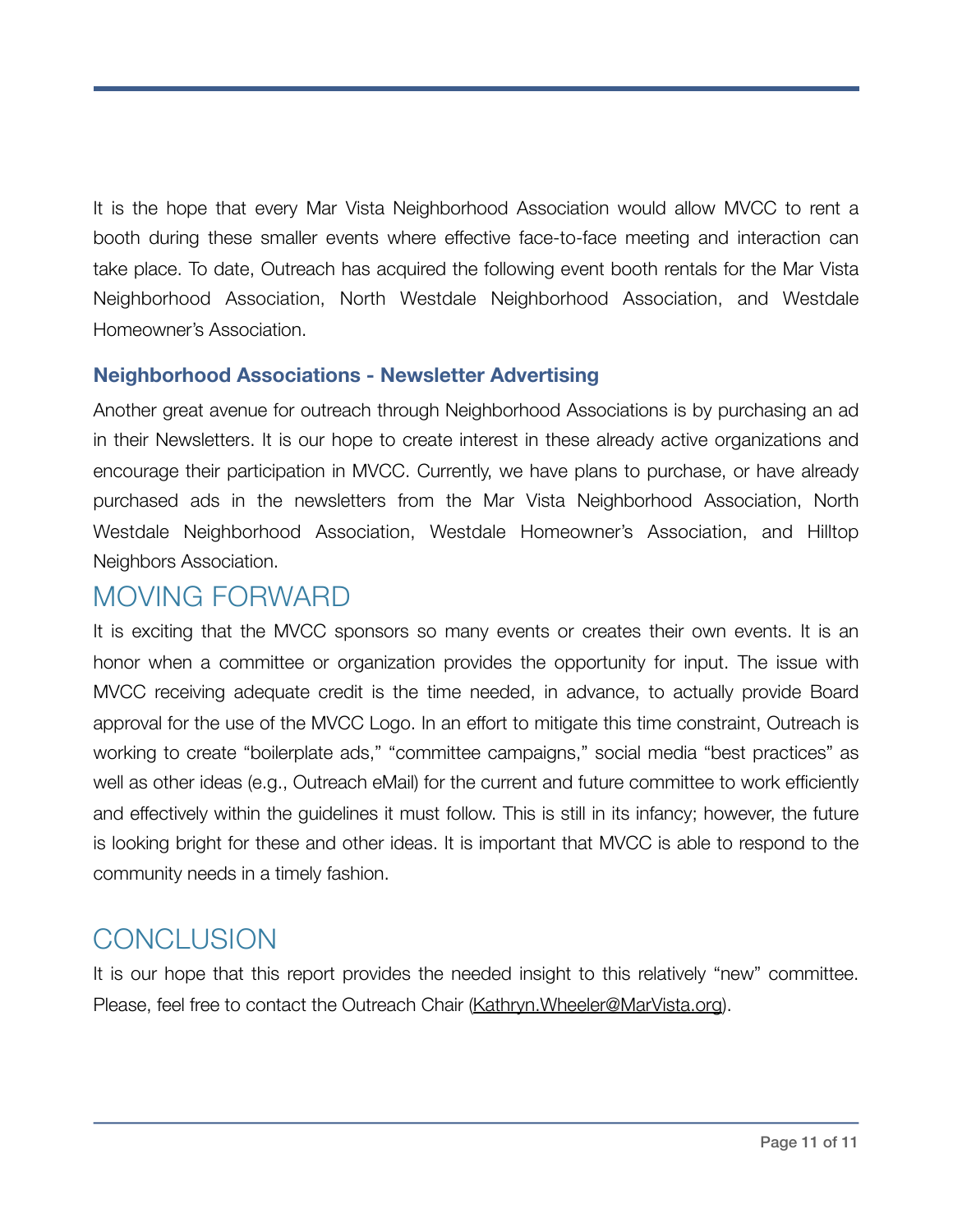It is the hope that every Mar Vista Neighborhood Association would allow MVCC to rent a booth during these smaller events where effective face-to-face meeting and interaction can take place. To date, Outreach has acquired the following event booth rentals for the Mar Vista Neighborhood Association, North Westdale Neighborhood Association, and Westdale Homeowner's Association.

### Neighborhood Associations - Newsletter Advertising

Another great avenue for outreach through Neighborhood Associations is by purchasing an ad in their Newsletters. It is our hope to create interest in these already active organizations and encourage their participation in MVCC. Currently, we have plans to purchase, or have already purchased ads in the newsletters from the Mar Vista Neighborhood Association, North Westdale Neighborhood Association, Westdale Homeowner's Association, and Hilltop Neighbors Association.

## MOVING FORWARD

It is exciting that the MVCC sponsors so many events or creates their own events. It is an honor when a committee or organization provides the opportunity for input. The issue with MVCC receiving adequate credit is the time needed, in advance, to actually provide Board approval for the use of the MVCC Logo. In an effort to mitigate this time constraint, Outreach is working to create "boilerplate ads," "committee campaigns," social media "best practices" as well as other ideas (e.g., Outreach eMail) for the current and future committee to work efficiently and effectively within the guidelines it must follow. This is still in its infancy; however, the future is looking bright for these and other ideas. It is important that MVCC is able to respond to the community needs in a timely fashion.

## CONCLUSION

It is our hope that this report provides the needed insight to this relatively "new" committee. Please, feel free to contact the Outreach Chair (Kathryn.Wheeler@MarVista.org).